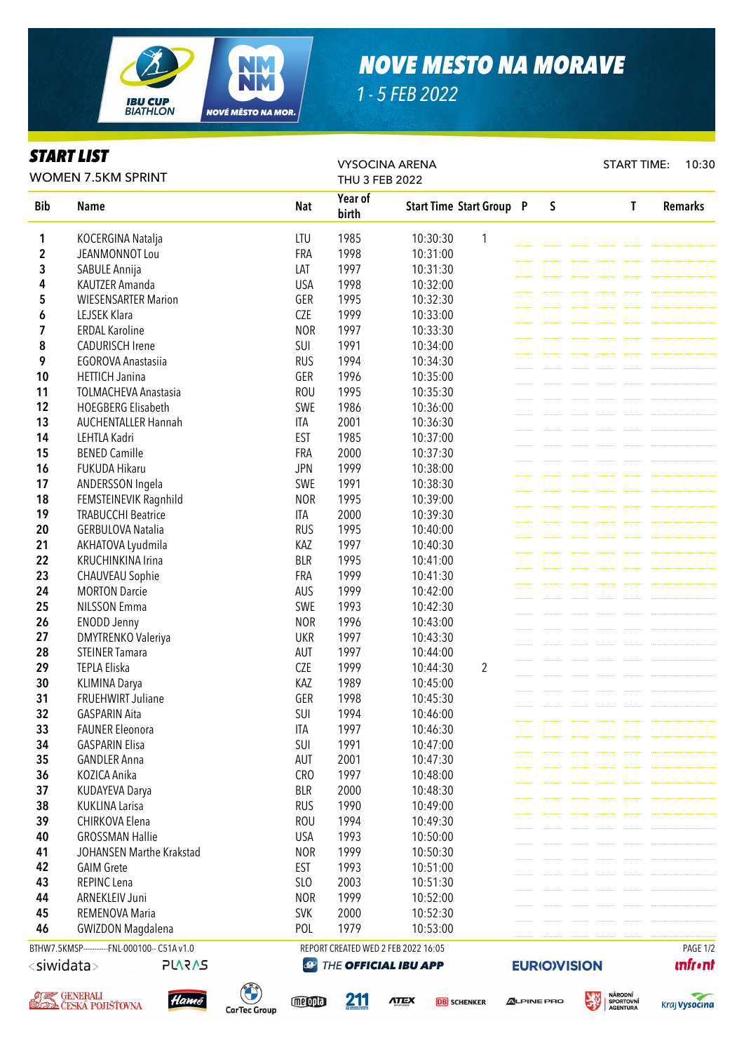# NOVE MESTO NA MORAVE

1 - 5 FEB 2022

## START LIST

WOMEN 7.5KM SPRINT

VYSOCINA ARENA
THU 3 FEB 2022

START TIME: 10:30

| Bib | Name | Nat | Year of birth | Start Time | Start Group | P | S | T | Remarks |
|---|---|---|---|---|---|---|---|---|---|
| 1 | KOCERGINA Natalja | LTU | 1985 | 10:30:30 | 1 | | | | |
| 2 | JEANMONNOT Lou | FRA | 1998 | 10:31:00 | | | | | |
| 3 | SABULE Annija | LAT | 1997 | 10:31:30 | | | | | |
| 4 | KAUTZER Amanda | USA | 1998 | 10:32:00 | | | | | |
| 5 | WIESENSARTER Marion | GER | 1995 | 10:32:30 | | | | | |
| 6 | LEJSEK Klara | CZE | 1999 | 10:33:00 | | | | | |
| 7 | ERDAL Karoline | NOR | 1997 | 10:33:30 | | | | | |
| 8 | CADURISCH Irene | SUI | 1991 | 10:34:00 | | | | | |
| 9 | EGOROVA Anastasiia | RUS | 1994 | 10:34:30 | | | | | |
| 10 | HETTICH Janina | GER | 1996 | 10:35:00 | | | | | |
| 11 | TOLMACHEVA Anastasia | ROU | 1995 | 10:35:30 | | | | | |
| 12 | HOEGBERG Elisabeth | SWE | 1986 | 10:36:00 | | | | | |
| 13 | AUCHENTALLER Hannah | ITA | 2001 | 10:36:30 | | | | | |
| 14 | LEHTLA Kadri | EST | 1985 | 10:37:00 | | | | | |
| 15 | BENED Camille | FRA | 2000 | 10:37:30 | | | | | |
| 16 | FUKUDA Hikaru | JPN | 1999 | 10:38:00 | | | | | |
| 17 | ANDERSSON Ingela | SWE | 1991 | 10:38:30 | | | | | |
| 18 | FEMSTEINEVIK Ragnhild | NOR | 1995 | 10:39:00 | | | | | |
| 19 | TRABUCCHI Beatrice | ITA | 2000 | 10:39:30 | | | | | |
| 20 | GERBULOVA Natalia | RUS | 1995 | 10:40:00 | | | | | |
| 21 | AKHATOVA Lyudmila | KAZ | 1997 | 10:40:30 | | | | | |
| 22 | KRUCHINKINA Irina | BLR | 1995 | 10:41:00 | | | | | |
| 23 | CHAUVEAU Sophie | FRA | 1999 | 10:41:30 | | | | | |
| 24 | MORTON Darcie | AUS | 1999 | 10:42:00 | | | | | |
| 25 | NILSSON Emma | SWE | 1993 | 10:42:30 | | | | | |
| 26 | ENODD Jenny | NOR | 1996 | 10:43:00 | | | | | |
| 27 | DMYTRENKO Valeriya | UKR | 1997 | 10:43:30 | | | | | |
| 28 | STEINER Tamara | AUT | 1997 | 10:44:00 | | | | | |
| 29 | TEPLA Eliska | CZE | 1999 | 10:44:30 | 2 | | | | |
| 30 | KLIMINA Darya | KAZ | 1989 | 10:45:00 | | | | | |
| 31 | FRUEHWIRT Juliane | GER | 1998 | 10:45:30 | | | | | |
| 32 | GASPARIN Aita | SUI | 1994 | 10:46:00 | | | | | |
| 33 | FAUNER Eleonora | ITA | 1997 | 10:46:30 | | | | | |
| 34 | GASPARIN Elisa | SUI | 1991 | 10:47:00 | | | | | |
| 35 | GANDLER Anna | AUT | 2001 | 10:47:30 | | | | | |
| 36 | KOZICA Anika | CRO | 1997 | 10:48:00 | | | | | |
| 37 | KUDAYEVA Darya | BLR | 2000 | 10:48:30 | | | | | |
| 38 | KUKLINA Larisa | RUS | 1990 | 10:49:00 | | | | | |
| 39 | CHIRKOVA Elena | ROU | 1994 | 10:49:30 | | | | | |
| 40 | GROSSMAN Hallie | USA | 1993 | 10:50:00 | | | | | |
| 41 | JOHANSEN Marthe Krakstad | NOR | 1999 | 10:50:30 | | | | | |
| 42 | GAIM Grete | EST | 1993 | 10:51:00 | | | | | |
| 43 | REPINC Lena | SLO | 2003 | 10:51:30 | | | | | |
| 44 | ARNEKLEIV Juni | NOR | 1999 | 10:52:00 | | | | | |
| 45 | REMENOVA Maria | SVK | 2000 | 10:52:30 | | | | | |
| 46 | GWIZDON Magdalena | POL | 1979 | 10:53:00 | | | | | |

BTHW7.5KMSP----------FNL-000100-- C51A v1.0 REPORT CREATED WED 2 FEB 2022 16:05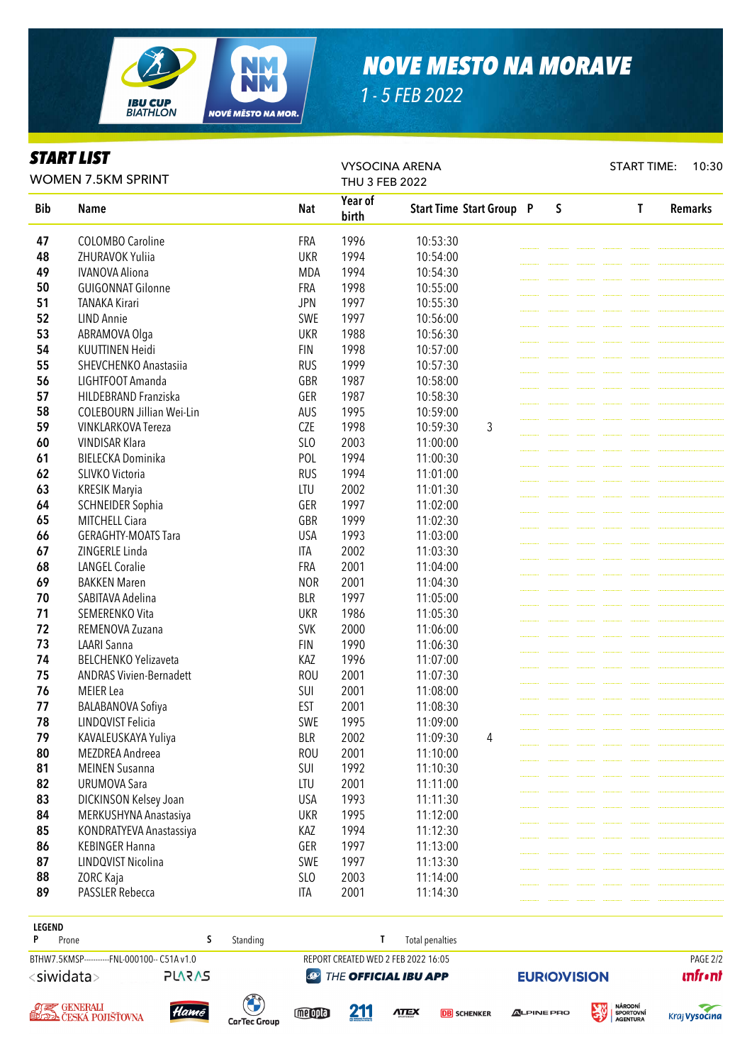# NOVE MESTO NA MORAVE

1 - 5 FEB 2022

## START LIST

WOMEN 7.5KM SPRINT

VYSOCINA ARENA
THU 3 FEB 2022

START TIME: 10:30

| Bib | Name | Nat | Year of birth | Start Time | Start Group | P | S | T | Remarks |
|---|---|---|---|---|---|---|---|---|---|
| 47 | COLOMBO Caroline | FRA | 1996 | 10:53:30 | | | | | |
| 48 | ZHURAVOK Yuliia | UKR | 1994 | 10:54:00 | | | | | |
| 49 | IVANOVA Aliona | MDA | 1994 | 10:54:30 | | | | | |
| 50 | GUIGONNAT Gilonne | FRA | 1998 | 10:55:00 | | | | | |
| 51 | TANAKA Kirari | JPN | 1997 | 10:55:30 | | | | | |
| 52 | LIND Annie | SWE | 1997 | 10:56:00 | | | | | |
| 53 | ABRAMOVA Olga | UKR | 1988 | 10:56:30 | | | | | |
| 54 | KUUTTINEN Heidi | FIN | 1998 | 10:57:00 | | | | | |
| 55 | SHEVCHENKO Anastasiia | RUS | 1999 | 10:57:30 | | | | | |
| 56 | LIGHTFOOT Amanda | GBR | 1987 | 10:58:00 | | | | | |
| 57 | HILDEBRAND Franziska | GER | 1987 | 10:58:30 | | | | | |
| 58 | COLEBOURN Jillian Wei-Lin | AUS | 1995 | 10:59:00 | | | | | |
| 59 | VINKLARKOVA Tereza | CZE | 1998 | 10:59:30 | 3 | | | | |
| 60 | VINDISAR Klara | SLO | 2003 | 11:00:00 | | | | | |
| 61 | BIELECKA Dominika | POL | 1994 | 11:00:30 | | | | | |
| 62 | SLIVKO Victoria | RUS | 1994 | 11:01:00 | | | | | |
| 63 | KRESIK Maryia | LTU | 2002 | 11:01:30 | | | | | |
| 64 | SCHNEIDER Sophia | GER | 1997 | 11:02:00 | | | | | |
| 65 | MITCHELL Ciara | GBR | 1999 | 11:02:30 | | | | | |
| 66 | GERAGHTY-MOATS Tara | USA | 1993 | 11:03:00 | | | | | |
| 67 | ZINGERLE Linda | ITA | 2002 | 11:03:30 | | | | | |
| 68 | LANGEL Coralie | FRA | 2001 | 11:04:00 | | | | | |
| 69 | BAKKEN Maren | NOR | 2001 | 11:04:30 | | | | | |
| 70 | SABITAVA Adelina | BLR | 1997 | 11:05:00 | | | | | |
| 71 | SEMERENKO Vita | UKR | 1986 | 11:05:30 | | | | | |
| 72 | REMENOVA Zuzana | SVK | 2000 | 11:06:00 | | | | | |
| 73 | LAARI Sanna | FIN | 1990 | 11:06:30 | | | | | |
| 74 | BELCHENKO Yelizaveta | KAZ | 1996 | 11:07:00 | | | | | |
| 75 | ANDRAS Vivien-Bernadett | ROU | 2001 | 11:07:30 | | | | | |
| 76 | MEIER Lea | SUI | 2001 | 11:08:00 | | | | | |
| 77 | BALABANOVA Sofiya | EST | 2001 | 11:08:30 | | | | | |
| 78 | LINDQVIST Felicia | SWE | 1995 | 11:09:00 | | | | | |
| 79 | KAVALEUSKAYA Yuliya | BLR | 2002 | 11:09:30 | 4 | | | | |
| 80 | MEZDREA Andreea | ROU | 2001 | 11:10:00 | | | | | |
| 81 | MEINEN Susanna | SUI | 1992 | 11:10:30 | | | | | |
| 82 | URUMOVA Sara | LTU | 2001 | 11:11:00 | | | | | |
| 83 | DICKINSON Kelsey Joan | USA | 1993 | 11:11:30 | | | | | |
| 84 | MERKUSHYNA Anastasiya | UKR | 1995 | 11:12:00 | | | | | |
| 85 | KONDRATYEVA Anastassiya | KAZ | 1994 | 11:12:30 | | | | | |
| 86 | KEBINGER Hanna | GER | 1997 | 11:13:00 | | | | | |
| 87 | LINDQVIST Nicolina | SWE | 1997 | 11:13:30 | | | | | |
| 88 | ZORC Kaja | SLO | 2003 | 11:14:00 | | | | | |
| 89 | PASSLER Rebecca | ITA | 2001 | 11:14:30 | | | | | |

**LEGEND**

**P** Prone **S** Standing **T** Total penalties

BTHW7.5KMSP----------FNL-000100-- C51A v1.0

REPORT CREATED WED 2 FEB 2022 16:05

THE OFFICIAL IBU APP